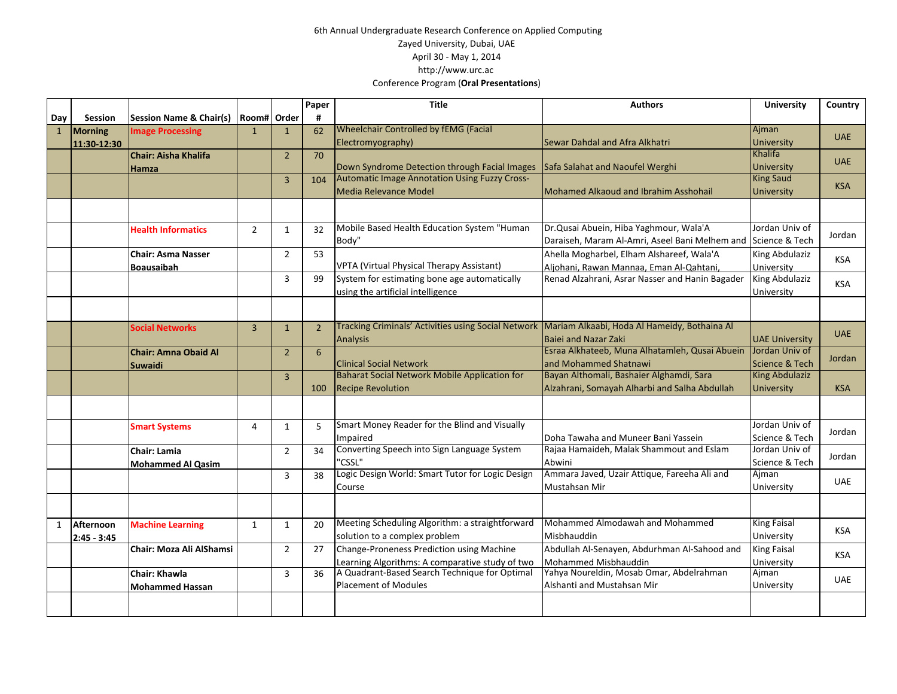6th Annual Undergraduate Research Conference on Applied Computing

Zayed University, Dubai, UAE

April 30 - May 1, 2014

http://www.urc.ac

Conference Program (**Oral Presentations**)

| Day | Session | Session Name & Chair(s) | Room# | Order | Paper # | Title | Authors | University | Country |
|---|---|---|---|---|---|---|---|---|---|
| 1 | **Morning 11:30-12:30** | **Image Processing** | 1 | 1 | 62 | Wheelchair Controlled by fEMG (Facial Electromyography) | Sewar Dahdal and Afra Alkhatri | Ajman University | UAE |
| | | **Chair: Aisha Khalifa Hamza** | | 2 | 70 | Down Syndrome Detection through Facial Images | Safa Salahat and Naoufel Werghi | Khalifa University | UAE |
| | | | | 3 | 104 | Automatic Image Annotation Using Fuzzy Cross-Media Relevance Model | Mohamed Alkaoud and Ibrahim Asshohail | King Saud University | KSA |
| | | | | | | | | | |
| | | **Health Informatics** | 2 | 1 | 32 | Mobile Based Health Education System "Human Body" | Dr.Qusai Abuein, Hiba Yaghmour, Wala'A Daraiseh, Maram Al-Amri, Aseel Bani Melhem and | Jordan Univ of Science & Tech | Jordan |
| | | **Chair: Asma Nasser Boausaibah** | | 2 | 53 | VPTA (Virtual Physical Therapy Assistant) | Ahella Mogharbel, Elham Alshareef, Wala'A Aljohani, Rawan Mannaa, Eman Al-Qahtani, | King Abdulaziz University | KSA |
| | | | | 3 | 99 | System for estimating bone age automatically using the artificial intelligence | Renad Alzahrani, Asrar Nasser and Hanin Bagader | King Abdulaziz University | KSA |
| | | | | | | | | | |
| | | **Social Networks** | 3 | 1 | 2 | Tracking Criminals' Activities using Social Network Analysis | Mariam Alkaabi, Hoda Al Hameidy, Bothaina Al Baiei and Nazar Zaki | UAE University | UAE |
| | | **Chair: Amna Obaid Al Suwaidi** | | 2 | 6 | Clinical Social Network | Esraa Alkhateeb, Muna Alhatamleh, Qusai Abuein and Mohammed Shatnawi | Jordan Univ of Science & Tech | Jordan |
| | | | | 3 | 100 | Baharat Social Network Mobile Application for Recipe Revolution | Bayan Althomali, Bashaier Alghamdi, Sara Alzahrani, Somayah Alharbi and Salha Abdullah | King Abdulaziz University | KSA |
| | | | | | | | | | |
| | | **Smart Systems** | 4 | 1 | 5 | Smart Money Reader for the Blind and Visually Impaired | Doha Tawaha and Muneer Bani Yassein | Jordan Univ of Science & Tech | Jordan |
| | | **Chair: Lamia Mohammed Al Qasim** | | 2 | 34 | Converting Speech into Sign Language System "CSSL" | Rajaa Hamaideh, Malak Shammout and Eslam Abwini | Jordan Univ of Science & Tech | Jordan |
| | | | | 3 | 38 | Logic Design World: Smart Tutor for Logic Design Course | Ammara Javed, Uzair Attique, Fareeha Ali and Mustahsan Mir | Ajman University | UAE |
| | | | | | | | | | |
| 1 | **Afternoon 2:45 - 3:45** | **Machine Learning** | 1 | 1 | 20 | Meeting Scheduling Algorithm: a straightforward solution to a complex problem | Mohammed Almodawah and Mohammed Misbhauddin | King Faisal University | KSA |
| | | **Chair: Moza Ali AlShamsi** | | 2 | 27 | Change-Proneness Prediction using Machine Learning Algorithms: A comparative study of two | Abdullah Al-Senayen, Abdurhman Al-Sahood and Mohammed Misbhauddin | King Faisal University | KSA |
| | | **Chair: Khawla Mohammed Hassan** | | 3 | 36 | A Quadrant-Based Search Technique for Optimal Placement of Modules | Yahya Noureldin, Mosab Omar, Abdelrahman Alshanti and Mustahsan Mir | Ajman University | UAE |
| | | | | | | | | | |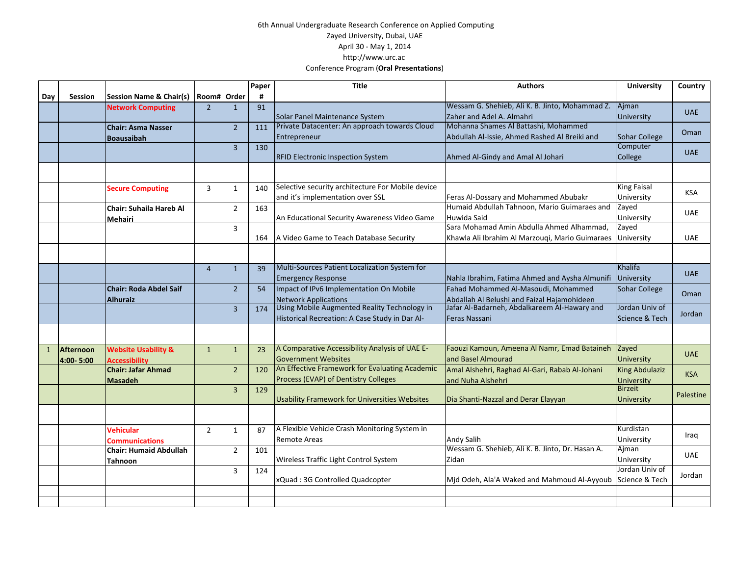6th Annual Undergraduate Research Conference on Applied Computing
Zayed University, Dubai, UAE
April 30 - May 1, 2014
http://www.urc.ac
Conference Program (**Oral Presentations**)

| Day | Session | Session Name & Chair(s) | Room# | Order | Paper # | Title | Authors | University | Country |
|---|---|---|---|---|---|---|---|---|---|
| | | **Network Computing** | 2 | 1 | 91 | Solar Panel Maintenance System | Wessam G. Shehieb, Ali K. B. Jinto, Mohammad Z. Zaher and Adel A. Almahri | Ajman University | UAE |
| | | **Chair: Asma Nasser Bousaibah** | | 2 | 111 | Private Datacenter: An approach towards Cloud Entrepreneur | Mohanna Shames Al Battashi, Mohammed Abdullah Al-Issie, Ahmed Rashed Al Breiki and | Sohar College | Oman |
| | | | | 3 | 130 | RFID Electronic Inspection System | Ahmed Al-Gindy and Amal Al Johari | Computer College | UAE |
| | | | | | | | | | |
| | | **Secure Computing** | 3 | 1 | 140 | Selective security architecture For Mobile device and it's implementation over SSL | Feras Al-Dossary and Mohammed Abubakr | King Faisal University | KSA |
| | | **Chair: Suhaila Hareb Al Mehairi** | | 2 | 163 | An Educational Security Awareness Video Game | Humaid Abdullah Tahnoon, Mario Guimaraes and Huwida Said | Zayed University | UAE |
| | | | | 3 | 164 | A Video Game to Teach Database Security | Sara Mohamad Amin Abdulla Ahmed Alhammad, Khawla Ali Ibrahim Al Marzouqi, Mario Guimaraes | Zayed University | UAE |
| | | | | | | | | | |
| | | | 4 | 1 | 39 | Multi-Sources Patient Localization System for Emergency Response | Nahla Ibrahim, Fatima Ahmed and Aysha Almunifi | Khalifa University | UAE |
| | | **Chair: Roda Abdel Saif Alhuraiz** | | 2 | 54 | Impact of IPv6 Implementation On Mobile Network Applications | Fahad Mohammed Al-Masoudi, Mohammed Abdallah Al Belushi and Faizal Hajamohideen | Sohar College | Oman |
| | | | | 3 | 174 | Using Mobile Augmented Reality Technology in Historical Recreation: A Case Study in Dar Al- | Jafar Al-Badarneh, Abdalkareem Al-Hawary and Feras Nassani | Jordan Univ of Science & Tech | Jordan |
| | | | | | | | | | |
| 1 | Afternoon 4:00- 5:00 | **Website Usability & Accessibility** | 1 | 1 | 23 | A Comparative Accessibility Analysis of UAE E-Government Websites | Faouzi Kamoun, Ameena Al Namr, Emad Bataineh and Basel Almourad | Zayed University | UAE |
| | | **Chair: Jafar Ahmad Masadeh** | | 2 | 120 | An Effective Framework for Evaluating Academic Process (EVAP) of Dentistry Colleges | Amal Alshehri, Raghad Al-Gari, Rabab Al-Johani and Nuha Alshehri | King Abdulaziz University | KSA |
| | | | | 3 | 129 | Usability Framework for Universities Websites | Dia Shanti-Nazzal and Derar Elayyan | Birzeit University | Palestine |
| | | | | | | | | | |
| | | **Vehicular Communications** | 2 | 1 | 87 | A Flexible Vehicle Crash Monitoring System in Remote Areas | Andy Salih | Kurdistan University | Iraq |
| | | **Chair: Humaid Abdullah Tahnoon** | | 2 | 101 | Wireless Traffic Light Control System | Wessam G. Shehieb, Ali K. B. Jinto, Dr. Hasan A. Zidan | Ajman University | UAE |
| | | | | 3 | 124 | xQuad : 3G Controlled Quadcopter | Mjd Odeh, Ala'A Waked and Mahmoud Al-Ayyoub | Jordan Univ of Science & Tech | Jordan |
| | | | | | | | | | |
| | | | | | | | | | |